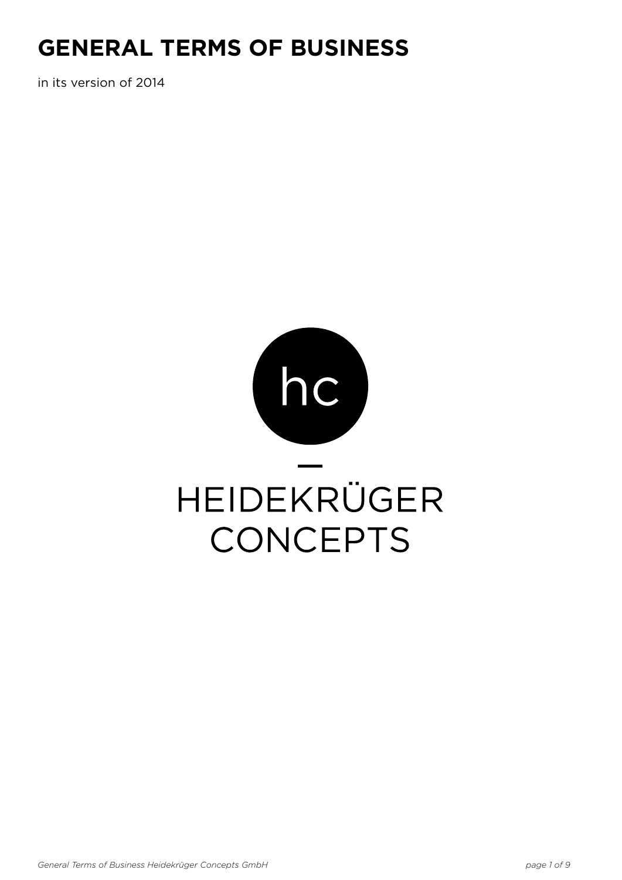# GENERAL TERMS OF BUSINESS

in its version of 2014

hc

HEIDEKRÜGER CONCEPTS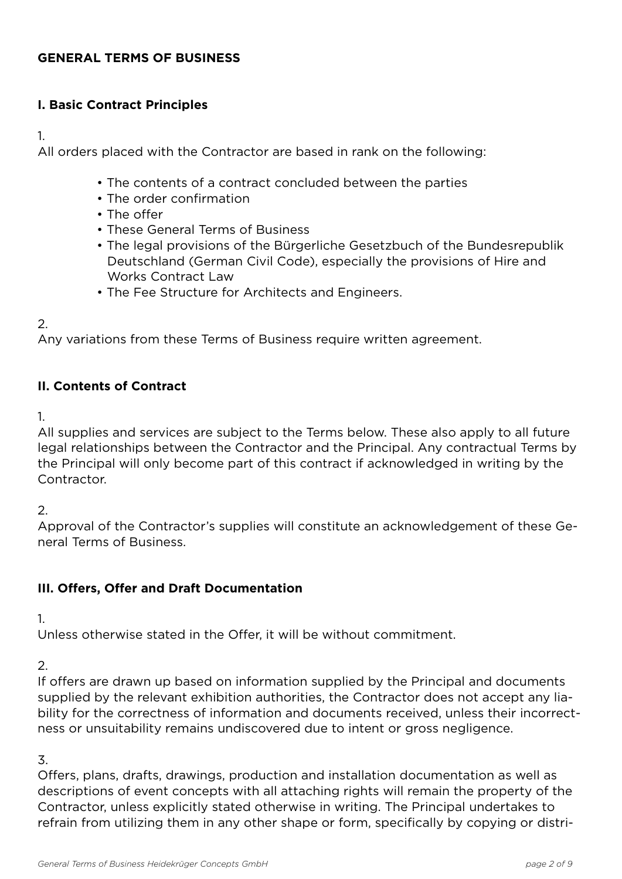## GENERAL TERMS OF BUSINESS

### I. Basic Contract Principles

1.
All orders placed with the Contractor are based in rank on the following:

- The contents of a contract concluded between the parties
- The order confirmation
- The offer
- These General Terms of Business
- The legal provisions of the Bürgerliche Gesetzbuch of the Bundesrepublik Deutschland (German Civil Code), especially the provisions of Hire and Works Contract Law
- The Fee Structure for Architects and Engineers.

2.
Any variations from these Terms of Business require written agreement.

### II. Contents of Contract

1.
All supplies and services are subject to the Terms below. These also apply to all future legal relationships between the Contractor and the Principal. Any contractual Terms by the Principal will only become part of this contract if acknowledged in writing by the Contractor.

2.
Approval of the Contractor's supplies will constitute an acknowledgement of these General Terms of Business.

### III. Offers, Offer and Draft Documentation

1.
Unless otherwise stated in the Offer, it will be without commitment.

2.
If offers are drawn up based on information supplied by the Principal and documents supplied by the relevant exhibition authorities, the Contractor does not accept any liability for the correctness of information and documents received, unless their incorrectness or unsuitability remains undiscovered due to intent or gross negligence.

3.
Offers, plans, drafts, drawings, production and installation documentation as well as descriptions of event concepts with all attaching rights will remain the property of the Contractor, unless explicitly stated otherwise in writing. The Principal undertakes to refrain from utilizing them in any other shape or form, specifically by copying or distri-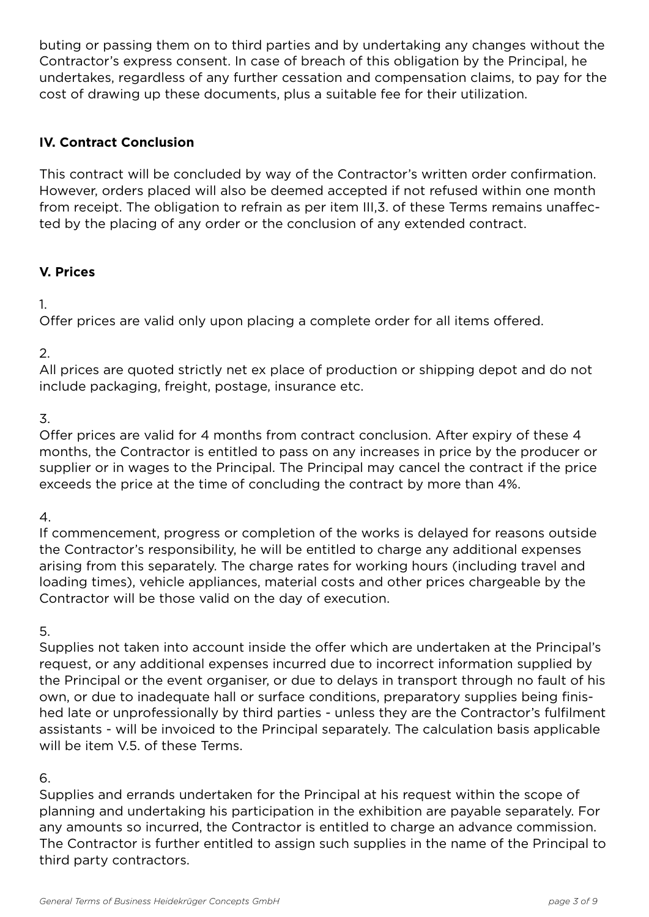buting or passing them on to third parties and by undertaking any changes without the Contractor's express consent. In case of breach of this obligation by the Principal, he undertakes, regardless of any further cessation and compensation claims, to pay for the cost of drawing up these documents, plus a suitable fee for their utilization.

## IV. Contract Conclusion

This contract will be concluded by way of the Contractor's written order confirmation. However, orders placed will also be deemed accepted if not refused within one month from receipt. The obligation to refrain as per item III,3. of these Terms remains unaffected by the placing of any order or the conclusion of any extended contract.

## V. Prices

1.
Offer prices are valid only upon placing a complete order for all items offered.

2.
All prices are quoted strictly net ex place of production or shipping depot and do not include packaging, freight, postage, insurance etc.

3.
Offer prices are valid for 4 months from contract conclusion. After expiry of these 4 months, the Contractor is entitled to pass on any increases in price by the producer or supplier or in wages to the Principal. The Principal may cancel the contract if the price exceeds the price at the time of concluding the contract by more than 4%.

4.
If commencement, progress or completion of the works is delayed for reasons outside the Contractor's responsibility, he will be entitled to charge any additional expenses arising from this separately. The charge rates for working hours (including travel and loading times), vehicle appliances, material costs and other prices chargeable by the Contractor will be those valid on the day of execution.

5.
Supplies not taken into account inside the offer which are undertaken at the Principal's request, or any additional expenses incurred due to incorrect information supplied by the Principal or the event organiser, or due to delays in transport through no fault of his own, or due to inadequate hall or surface conditions, preparatory supplies being finished late or unprofessionally by third parties - unless they are the Contractor's fulfilment assistants - will be invoiced to the Principal separately. The calculation basis applicable will be item V.5. of these Terms.

6.
Supplies and errands undertaken for the Principal at his request within the scope of planning and undertaking his participation in the exhibition are payable separately. For any amounts so incurred, the Contractor is entitled to charge an advance commission. The Contractor is further entitled to assign such supplies in the name of the Principal to third party contractors.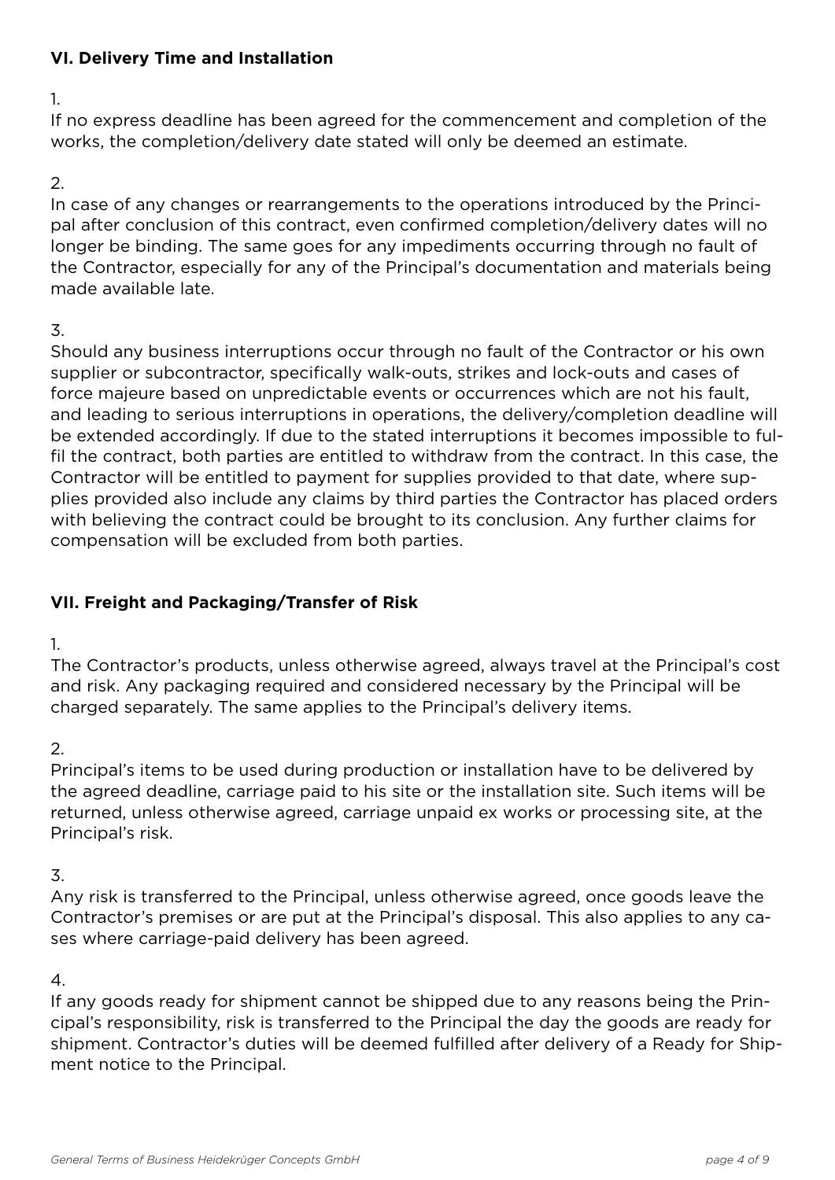### VI. Delivery Time and Installation

1.
If no express deadline has been agreed for the commencement and completion of the works, the completion/delivery date stated will only be deemed an estimate.

2.
In case of any changes or rearrangements to the operations introduced by the Principal after conclusion of this contract, even confirmed completion/delivery dates will no longer be binding. The same goes for any impediments occurring through no fault of the Contractor, especially for any of the Principal's documentation and materials being made available late.

3.
Should any business interruptions occur through no fault of the Contractor or his own supplier or subcontractor, specifically walk-outs, strikes and lock-outs and cases of force majeure based on unpredictable events or occurrences which are not his fault, and leading to serious interruptions in operations, the delivery/completion deadline will be extended accordingly. If due to the stated interruptions it becomes impossible to fulfil the contract, both parties are entitled to withdraw from the contract. In this case, the Contractor will be entitled to payment for supplies provided to that date, where supplies provided also include any claims by third parties the Contractor has placed orders with believing the contract could be brought to its conclusion. Any further claims for compensation will be excluded from both parties.

### VII. Freight and Packaging/Transfer of Risk

1.
The Contractor's products, unless otherwise agreed, always travel at the Principal's cost and risk. Any packaging required and considered necessary by the Principal will be charged separately. The same applies to the Principal's delivery items.

2.
Principal's items to be used during production or installation have to be delivered by the agreed deadline, carriage paid to his site or the installation site. Such items will be returned, unless otherwise agreed, carriage unpaid ex works or processing site, at the Principal's risk.

3.
Any risk is transferred to the Principal, unless otherwise agreed, once goods leave the Contractor's premises or are put at the Principal's disposal. This also applies to any cases where carriage-paid delivery has been agreed.

4.
If any goods ready for shipment cannot be shipped due to any reasons being the Principal's responsibility, risk is transferred to the Principal the day the goods are ready for shipment. Contractor's duties will be deemed fulfilled after delivery of a Ready for Shipment notice to the Principal.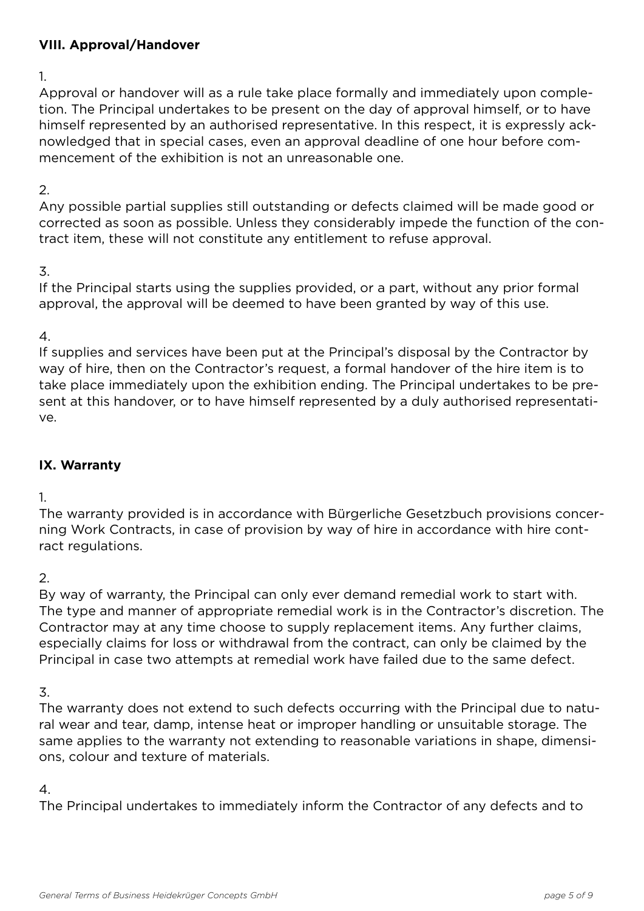## VIII. Approval/Handover

1.

Approval or handover will as a rule take place formally and immediately upon completion. The Principal undertakes to be present on the day of approval himself, or to have himself represented by an authorised representative. In this respect, it is expressly acknowledged that in special cases, even an approval deadline of one hour before commencement of the exhibition is not an unreasonable one.

2.

Any possible partial supplies still outstanding or defects claimed will be made good or corrected as soon as possible. Unless they considerably impede the function of the contract item, these will not constitute any entitlement to refuse approval.

3.

If the Principal starts using the supplies provided, or a part, without any prior formal approval, the approval will be deemed to have been granted by way of this use.

4.

If supplies and services have been put at the Principal's disposal by the Contractor by way of hire, then on the Contractor's request, a formal handover of the hire item is to take place immediately upon the exhibition ending. The Principal undertakes to be present at this handover, or to have himself represented by a duly authorised representative.

## IX. Warranty

1.

The warranty provided is in accordance with Bürgerliche Gesetzbuch provisions concerning Work Contracts, in case of provision by way of hire in accordance with hire contract regulations.

2.

By way of warranty, the Principal can only ever demand remedial work to start with. The type and manner of appropriate remedial work is in the Contractor's discretion. The Contractor may at any time choose to supply replacement items. Any further claims, especially claims for loss or withdrawal from the contract, can only be claimed by the Principal in case two attempts at remedial work have failed due to the same defect.

3.

The warranty does not extend to such defects occurring with the Principal due to natural wear and tear, damp, intense heat or improper handling or unsuitable storage. The same applies to the warranty not extending to reasonable variations in shape, dimensions, colour and texture of materials.

4.

The Principal undertakes to immediately inform the Contractor of any defects and to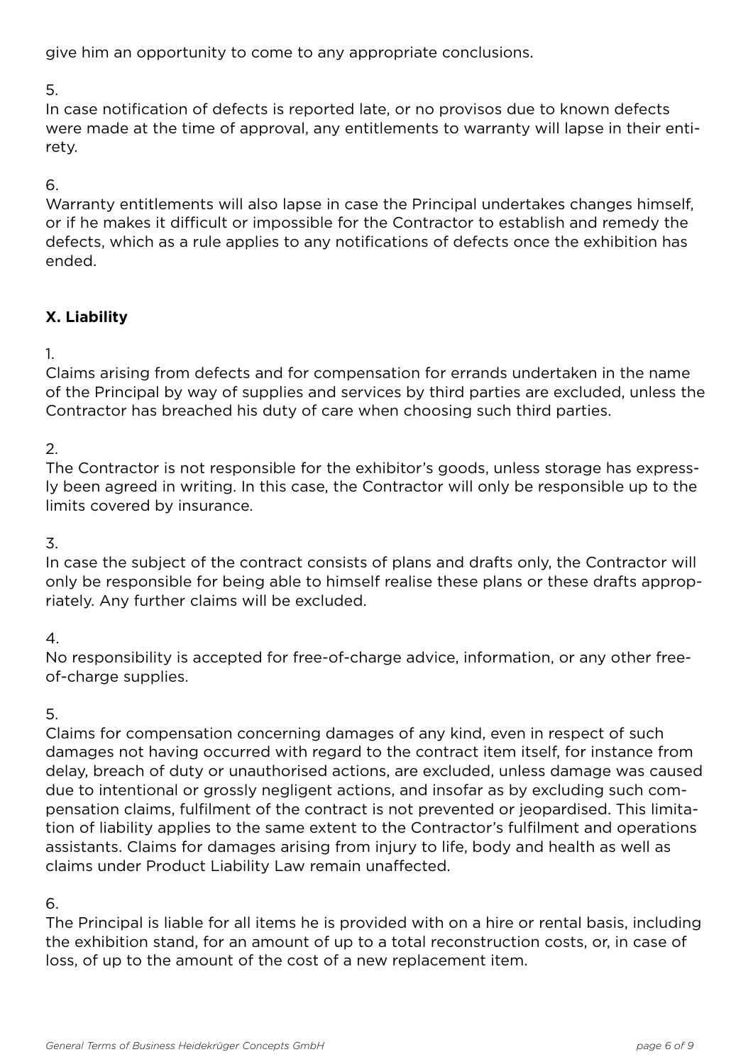give him an opportunity to come to any appropriate conclusions.

5.
In case notification of defects is reported late, or no provisos due to known defects were made at the time of approval, any entitlements to warranty will lapse in their entirety.

6.
Warranty entitlements will also lapse in case the Principal undertakes changes himself, or if he makes it difficult or impossible for the Contractor to establish and remedy the defects, which as a rule applies to any notifications of defects once the exhibition has ended.

## X. Liability

1.
Claims arising from defects and for compensation for errands undertaken in the name of the Principal by way of supplies and services by third parties are excluded, unless the Contractor has breached his duty of care when choosing such third parties.

2.
The Contractor is not responsible for the exhibitor's goods, unless storage has expressly been agreed in writing. In this case, the Contractor will only be responsible up to the limits covered by insurance.

3.
In case the subject of the contract consists of plans and drafts only, the Contractor will only be responsible for being able to himself realise these plans or these drafts appropriately. Any further claims will be excluded.

4.
No responsibility is accepted for free-of-charge advice, information, or any other free-of-charge supplies.

5.
Claims for compensation concerning damages of any kind, even in respect of such damages not having occurred with regard to the contract item itself, for instance from delay, breach of duty or unauthorised actions, are excluded, unless damage was caused due to intentional or grossly negligent actions, and insofar as by excluding such compensation claims, fulfilment of the contract is not prevented or jeopardised. This limitation of liability applies to the same extent to the Contractor's fulfilment and operations assistants. Claims for damages arising from injury to life, body and health as well as claims under Product Liability Law remain unaffected.

6.
The Principal is liable for all items he is provided with on a hire or rental basis, including the exhibition stand, for an amount of up to a total reconstruction costs, or, in case of loss, of up to the amount of the cost of a new replacement item.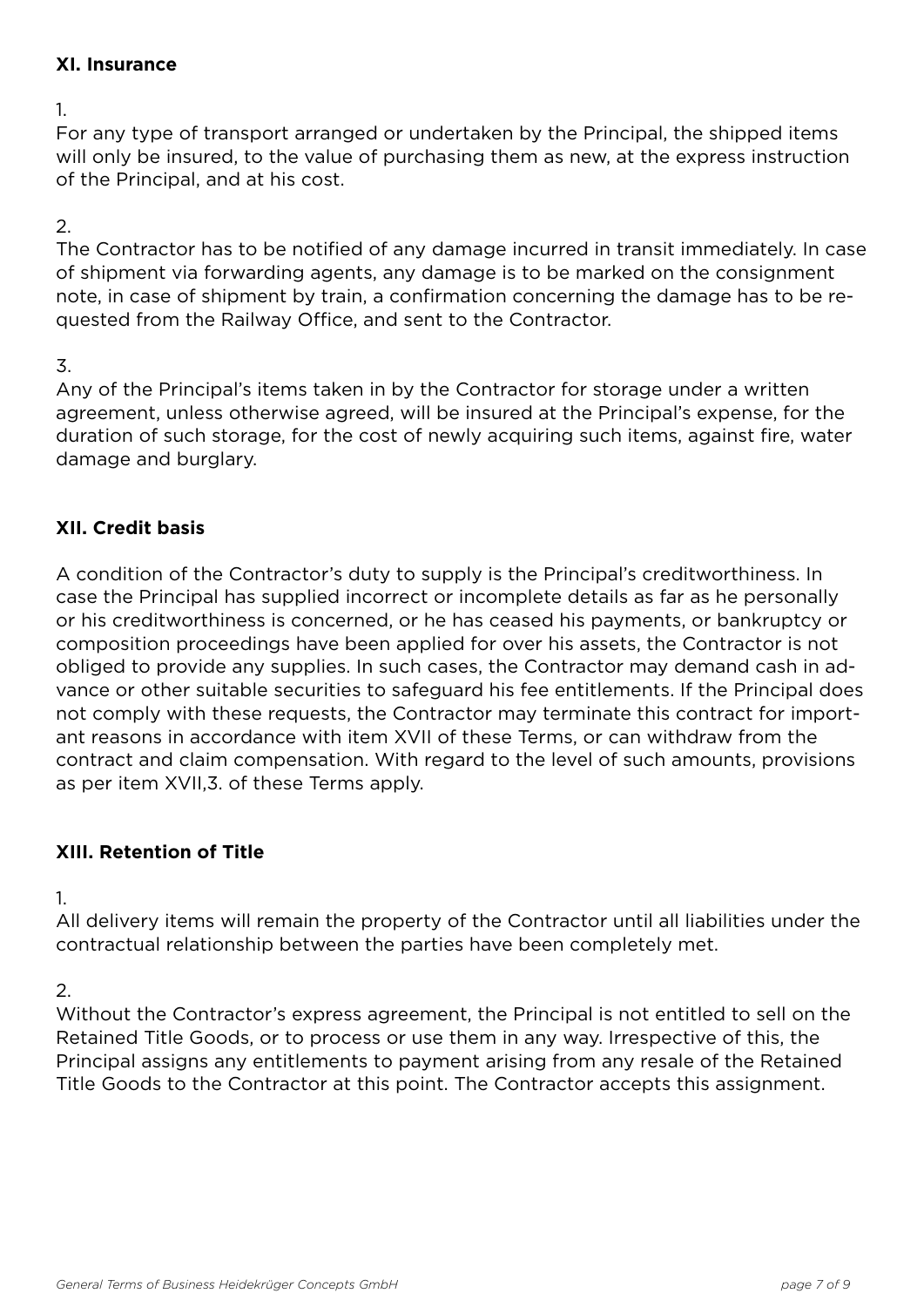## XI. Insurance

1.
For any type of transport arranged or undertaken by the Principal, the shipped items will only be insured, to the value of purchasing them as new, at the express instruction of the Principal, and at his cost.

2.
The Contractor has to be notified of any damage incurred in transit immediately. In case of shipment via forwarding agents, any damage is to be marked on the consignment note, in case of shipment by train, a confirmation concerning the damage has to be requested from the Railway Office, and sent to the Contractor.

3.
Any of the Principal's items taken in by the Contractor for storage under a written agreement, unless otherwise agreed, will be insured at the Principal's expense, for the duration of such storage, for the cost of newly acquiring such items, against fire, water damage and burglary.

## XII. Credit basis

A condition of the Contractor's duty to supply is the Principal's creditworthiness. In case the Principal has supplied incorrect or incomplete details as far as he personally or his creditworthiness is concerned, or he has ceased his payments, or bankruptcy or composition proceedings have been applied for over his assets, the Contractor is not obliged to provide any supplies. In such cases, the Contractor may demand cash in advance or other suitable securities to safeguard his fee entitlements. If the Principal does not comply with these requests, the Contractor may terminate this contract for important reasons in accordance with item XVII of these Terms, or can withdraw from the contract and claim compensation. With regard to the level of such amounts, provisions as per item XVII,3. of these Terms apply.

## XIII. Retention of Title

1.
All delivery items will remain the property of the Contractor until all liabilities under the contractual relationship between the parties have been completely met.

2.
Without the Contractor's express agreement, the Principal is not entitled to sell on the Retained Title Goods, or to process or use them in any way. Irrespective of this, the Principal assigns any entitlements to payment arising from any resale of the Retained Title Goods to the Contractor at this point. The Contractor accepts this assignment.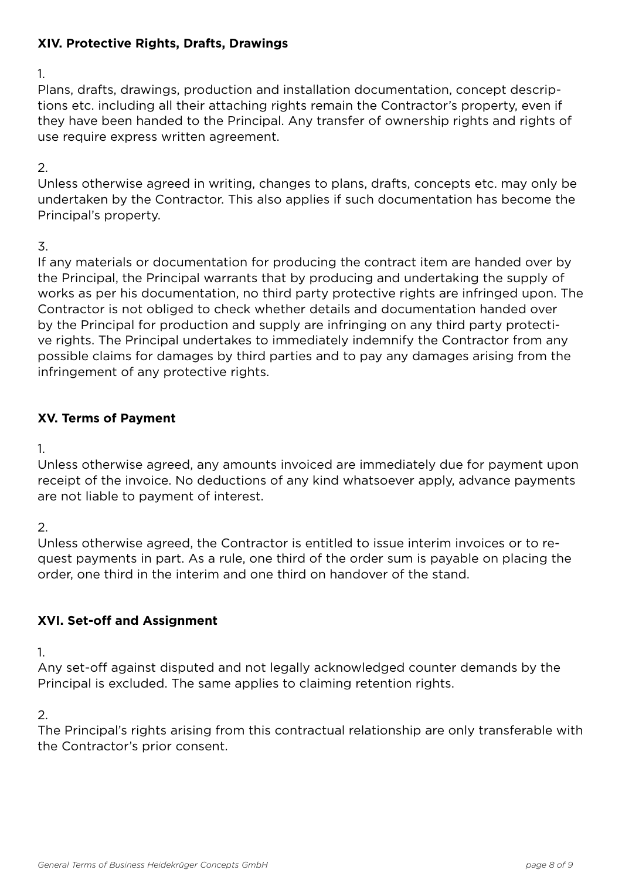### XIV. Protective Rights, Drafts, Drawings

1.
Plans, drafts, drawings, production and installation documentation, concept descriptions etc. including all their attaching rights remain the Contractor's property, even if they have been handed to the Principal. Any transfer of ownership rights and rights of use require express written agreement.

2.
Unless otherwise agreed in writing, changes to plans, drafts, concepts etc. may only be undertaken by the Contractor. This also applies if such documentation has become the Principal's property.

3.
If any materials or documentation for producing the contract item are handed over by the Principal, the Principal warrants that by producing and undertaking the supply of works as per his documentation, no third party protective rights are infringed upon. The Contractor is not obliged to check whether details and documentation handed over by the Principal for production and supply are infringing on any third party protective rights. The Principal undertakes to immediately indemnify the Contractor from any possible claims for damages by third parties and to pay any damages arising from the infringement of any protective rights.

### XV. Terms of Payment

1.
Unless otherwise agreed, any amounts invoiced are immediately due for payment upon receipt of the invoice. No deductions of any kind whatsoever apply, advance payments are not liable to payment of interest.

2.
Unless otherwise agreed, the Contractor is entitled to issue interim invoices or to request payments in part. As a rule, one third of the order sum is payable on placing the order, one third in the interim and one third on handover of the stand.

### XVI. Set-off and Assignment

1.
Any set-off against disputed and not legally acknowledged counter demands by the Principal is excluded. The same applies to claiming retention rights.

2.
The Principal's rights arising from this contractual relationship are only transferable with the Contractor's prior consent.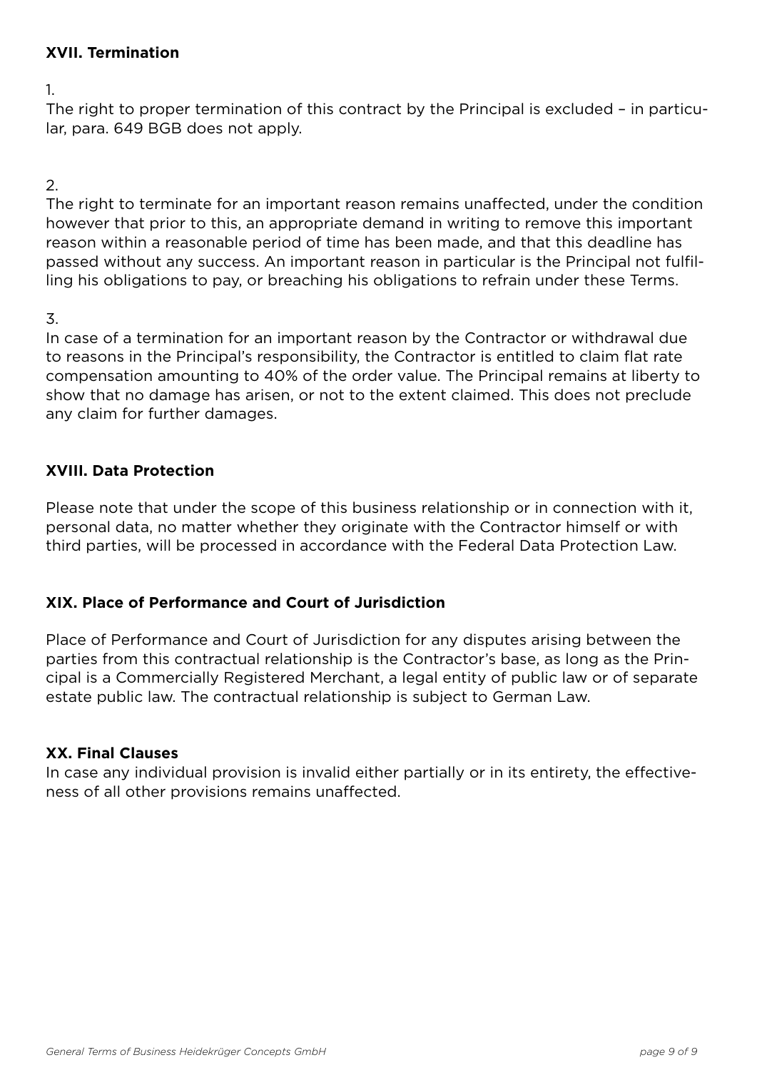### XVII. Termination

1.
The right to proper termination of this contract by the Principal is excluded – in particular, para. 649 BGB does not apply.

2.
The right to terminate for an important reason remains unaffected, under the condition however that prior to this, an appropriate demand in writing to remove this important reason within a reasonable period of time has been made, and that this deadline has passed without any success. An important reason in particular is the Principal not fulfilling his obligations to pay, or breaching his obligations to refrain under these Terms.

3.
In case of a termination for an important reason by the Contractor or withdrawal due to reasons in the Principal's responsibility, the Contractor is entitled to claim flat rate compensation amounting to 40% of the order value. The Principal remains at liberty to show that no damage has arisen, or not to the extent claimed. This does not preclude any claim for further damages.

### XVIII. Data Protection

Please note that under the scope of this business relationship or in connection with it, personal data, no matter whether they originate with the Contractor himself or with third parties, will be processed in accordance with the Federal Data Protection Law.

### XIX. Place of Performance and Court of Jurisdiction

Place of Performance and Court of Jurisdiction for any disputes arising between the parties from this contractual relationship is the Contractor's base, as long as the Principal is a Commercially Registered Merchant, a legal entity of public law or of separate estate public law. The contractual relationship is subject to German Law.

### XX. Final Clauses

In case any individual provision is invalid either partially or in its entirety, the effectiveness of all other provisions remains unaffected.